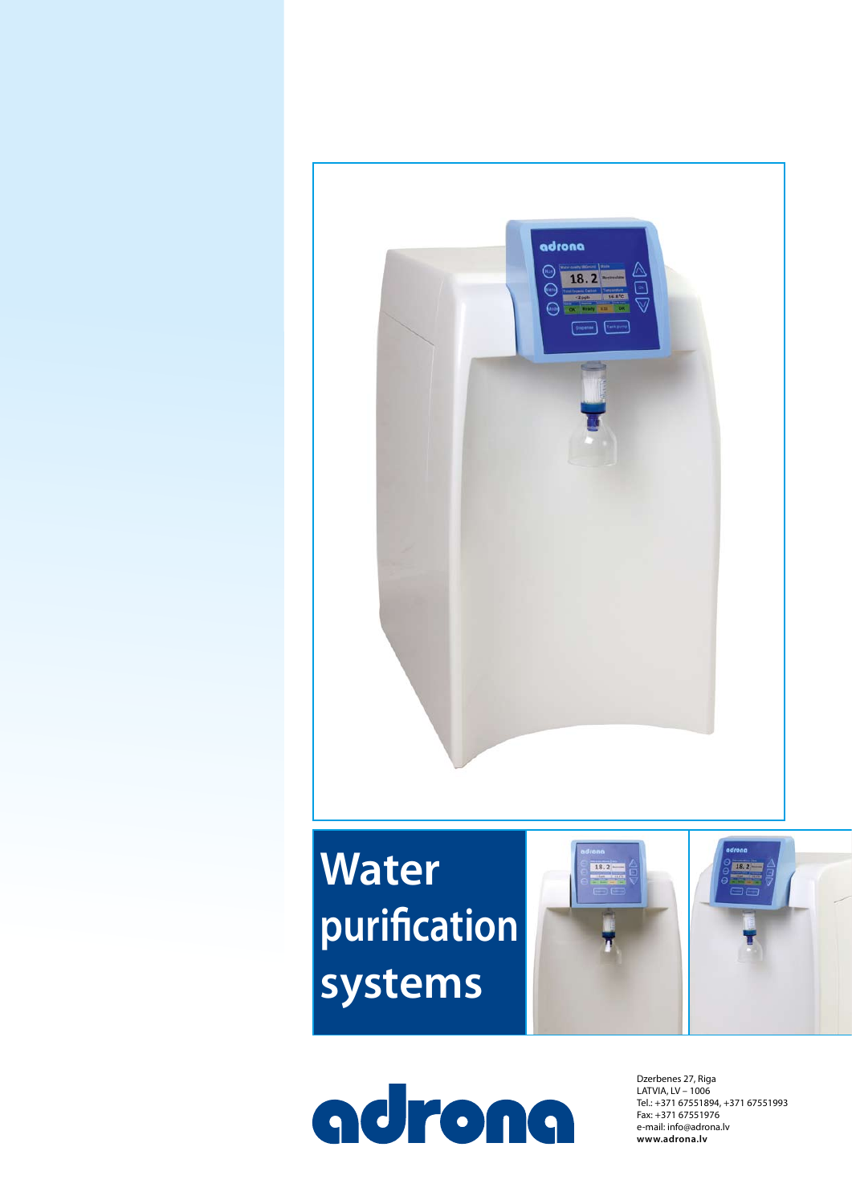# Water purification systems

adrona

Dzerbenes 27, Riga
LATVIA, LV – 1006
Tel.: +371 67551894, +371 67551993
Fax: +371 67551976
e-mail: info@adrona.lv
**www.adrona.lv**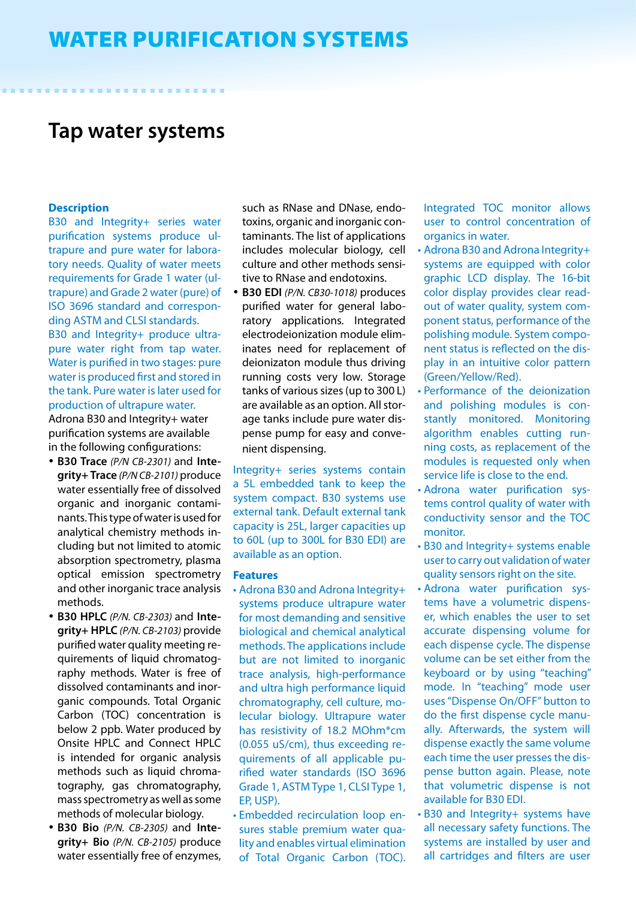# WATER PURIFICATION SYSTEMS

## Tap water systems

### Description

B30 and Integrity+ series water purification systems produce ultrapure and pure water for laboratory needs. Quality of water meets requirements for Grade 1 water (ultrapure) and Grade 2 water (pure) of ISO 3696 standard and corresponding ASTM and CLSI standards.

B30 and Integrity+ produce ultrapure water right from tap water. Water is purified in two stages: pure water is produced first and stored in the tank. Pure water is later used for production of ultrapure water.

Adrona B30 and Integrity+ water purification systems are available in the following configurations:

- **B30 Trace** *(P/N CB-2301)* and **Integrity+ Trace** *(P/N CB-2101)* produce water essentially free of dissolved organic and inorganic contaminants. This type of water is used for analytical chemistry methods including but not limited to atomic absorption spectrometry, plasma optical emission spectrometry and other inorganic trace analysis methods.
- **B30 HPLC** *(P/N. CB-2303)* and **Integrity+ HPLC** *(P/N. CB-2103)* provide purified water quality meeting requirements of liquid chromatography methods. Water is free of dissolved contaminants and inorganic compounds. Total Organic Carbon (TOC) concentration is below 2 ppb. Water produced by Onsite HPLC and Connect HPLC is intended for organic analysis methods such as liquid chromatography, gas chromatography, mass spectrometry as well as some methods of molecular biology.
- **B30 Bio** *(P/N. CB-2305)* and **Integrity+ Bio** *(P/N. CB-2105)* produce water essentially free of enzymes, such as RNase and DNase, endotoxins, organic and inorganic contaminants. The list of applications includes molecular biology, cell culture and other methods sensitive to RNase and endotoxins.
- **B30 EDI** *(P/N. CB30-1018)* produces purified water for general laboratory applications. Integrated electrodeionization module eliminates need for replacement of deionizaton module thus driving running costs very low. Storage tanks of various sizes (up to 300 L) are available as an option. All storage tanks include pure water dispense pump for easy and convenient dispensing.

Integrity+ series systems contain a 5L embedded tank to keep the system compact. B30 systems use external tank. Default external tank capacity is 25L, larger capacities up to 60L (up to 300L for B30 EDI) are available as an option.

### Features

- Adrona B30 and Adrona Integrity+ systems produce ultrapure water for most demanding and sensitive biological and chemical analytical methods. The applications include but are not limited to inorganic trace analysis, high-performance and ultra high performance liquid chromatography, cell culture, molecular biology. Ultrapure water has resistivity of 18.2 MOhm*cm (0.055 uS/cm), thus exceeding requirements of all applicable purified water standards (ISO 3696 Grade 1, ASTM Type 1, CLSI Type 1, EP, USP).
- Embedded recirculation loop ensures stable premium water quality and enables virtual elimination of Total Organic Carbon (TOC). Integrated TOC monitor allows user to control concentration of organics in water.
- Adrona B30 and Adrona Integrity+ systems are equipped with color graphic LCD display. The 16-bit color display provides clear readout of water quality, system component status, performance of the polishing module. System component status is reflected on the display in an intuitive color pattern (Green/Yellow/Red).
- Performance of the deionization and polishing modules is constantly monitored. Monitoring algorithm enables cutting running costs, as replacement of the modules is requested only when service life is close to the end.
- Adrona water purification systems control quality of water with conductivity sensor and the TOC monitor.
- B30 and Integrity+ systems enable user to carry out validation of water quality sensors right on the site.
- Adrona water purification systems have a volumetric dispenser, which enables the user to set accurate dispensing volume for each dispense cycle. The dispense volume can be set either from the keyboard or by using "teaching" mode. In "teaching" mode user uses "Dispense On/OFF" button to do the first dispense cycle manually. Afterwards, the system will dispense exactly the same volume each time the user presses the dispense button again. Please, note that volumetric dispense is not available for B30 EDI.
- B30 and Integrity+ systems have all necessary safety functions. The systems are installed by user and all cartridges and filters are user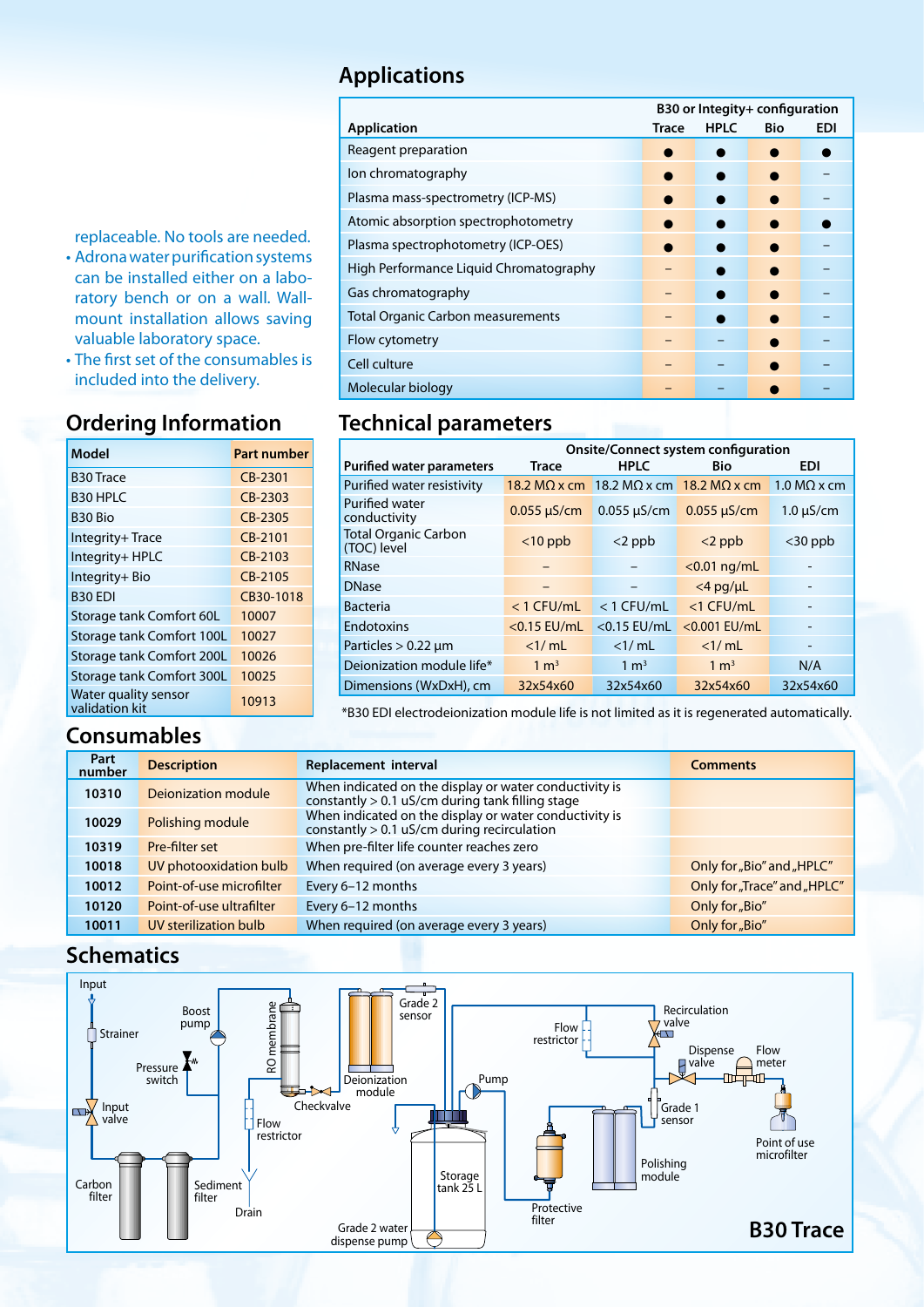replaceable. No tools are needed.

- Adrona water purification systems can be installed either on a laboratory bench or on a wall. Wall-mount installation allows saving valuable laboratory space.
- The first set of the consumables is included into the delivery.

## Applications

| Application | B30 or Integrity+ configuration Trace | HPLC | Bio | EDI |
|---|---|---|---|---|
| Reagent preparation | ● | ● | ● | ● |
| Ion chromatography | ● | ● | ● | – |
| Plasma mass-spectrometry (ICP-MS) | ● | ● | ● | – |
| Atomic absorption spectrophotometry | ● | ● | ● | ● |
| Plasma spectrophotometry (ICP-OES) | ● | ● | ● | – |
| High Performance Liquid Chromatography | – | ● | ● | – |
| Gas chromatography | – | ● | ● | – |
| Total Organic Carbon measurements | – | ● | ● | – |
| Flow cytometry | – | – | ● | – |
| Cell culture | – | – | ● | – |
| Molecular biology | – | – | ● | – |

## Ordering Information

| Model | Part number |
|---|---|
| B30 Trace | CB-2301 |
| B30 HPLC | CB-2303 |
| B30 Bio | CB-2305 |
| Integrity+ Trace | CB-2101 |
| Integrity+ HPLC | CB-2103 |
| Integrity+ Bio | CB-2105 |
| B30 EDI | CB30-1018 |
| Storage tank Comfort 60L | 10007 |
| Storage tank Comfort 100L | 10027 |
| Storage tank Comfort 200L | 10026 |
| Storage tank Comfort 300L | 10025 |
| Water quality sensor validation kit | 10913 |

## Technical parameters

| Purified water parameters | Onsite/Connect system configuration Trace | HPLC | Bio | EDI |
|---|---|---|---|---|
| Purified water resistivity | 18.2 MΩ x cm | 18.2 MΩ x cm | 18.2 MΩ x cm | 1.0 MΩ x cm |
| Purified water conductivity | 0.055 µS/cm | 0.055 µS/cm | 0.055 µS/cm | 1.0 µS/cm |
| Total Organic Carbon (TOC) level | <10 ppb | <2 ppb | <2 ppb | <30 ppb |
| RNase | – | – | <0.01 ng/mL | - |
| DNase | – | – | <4 pg/µL | - |
| Bacteria | < 1 CFU/mL | < 1 CFU/mL | <1 CFU/mL | - |
| Endotoxins | <0.15 EU/mL | <0.15 EU/mL | <0.001 EU/mL | - |
| Particles > 0.22 µm | <1/ mL | <1/ mL | <1/ mL | - |
| Deionization module life* | 1 m³ | 1 m³ | 1 m³ | N/A |
| Dimensions (WxDxH), cm | 32x54x60 | 32x54x60 | 32x54x60 | 32x54x60 |

*B30 EDI electrodeionization module life is not limited as it is regenerated automatically.

## Consumables

| Part number | Description | Replacement interval | Comments |
|---|---|---|---|
| 10310 | Deionization module | When indicated on the display or water conductivity is constantly > 0.1 uS/cm during tank filling stage | |
| 10029 | Polishing module | When indicated on the display or water conductivity is constantly > 0.1 uS/cm during recirculation | |
| 10319 | Pre-filter set | When pre-filter life counter reaches zero | |
| 10018 | UV photooxidation bulb | When required (on average every 3 years) | Only for „Bio" and „HPLC" |
| 10012 | Point-of-use microfilter | Every 6–12 months | Only for „Trace" and „HPLC" |
| 10120 | Point-of-use ultrafilter | Every 6–12 months | Only for „Bio" |
| 10011 | UV sterilization bulb | When required (on average every 3 years) | Only for „Bio" |

## Schematics

Input, Strainer, Boost pump, Pressure switch, Input valve, Carbon filter, Sediment filter, RO membrane, Checkvalve, Flow restrictor, Drain, Grade 2 sensor, Deionization module, Pump, Storage tank 25 L, Grade 2 water dispense pump, Protective filter, Polishing module, Flow restrictor, Recirculation valve, Dispense valve, Flow meter, Grade 1 sensor, Point of use microfilter

**B30 Trace**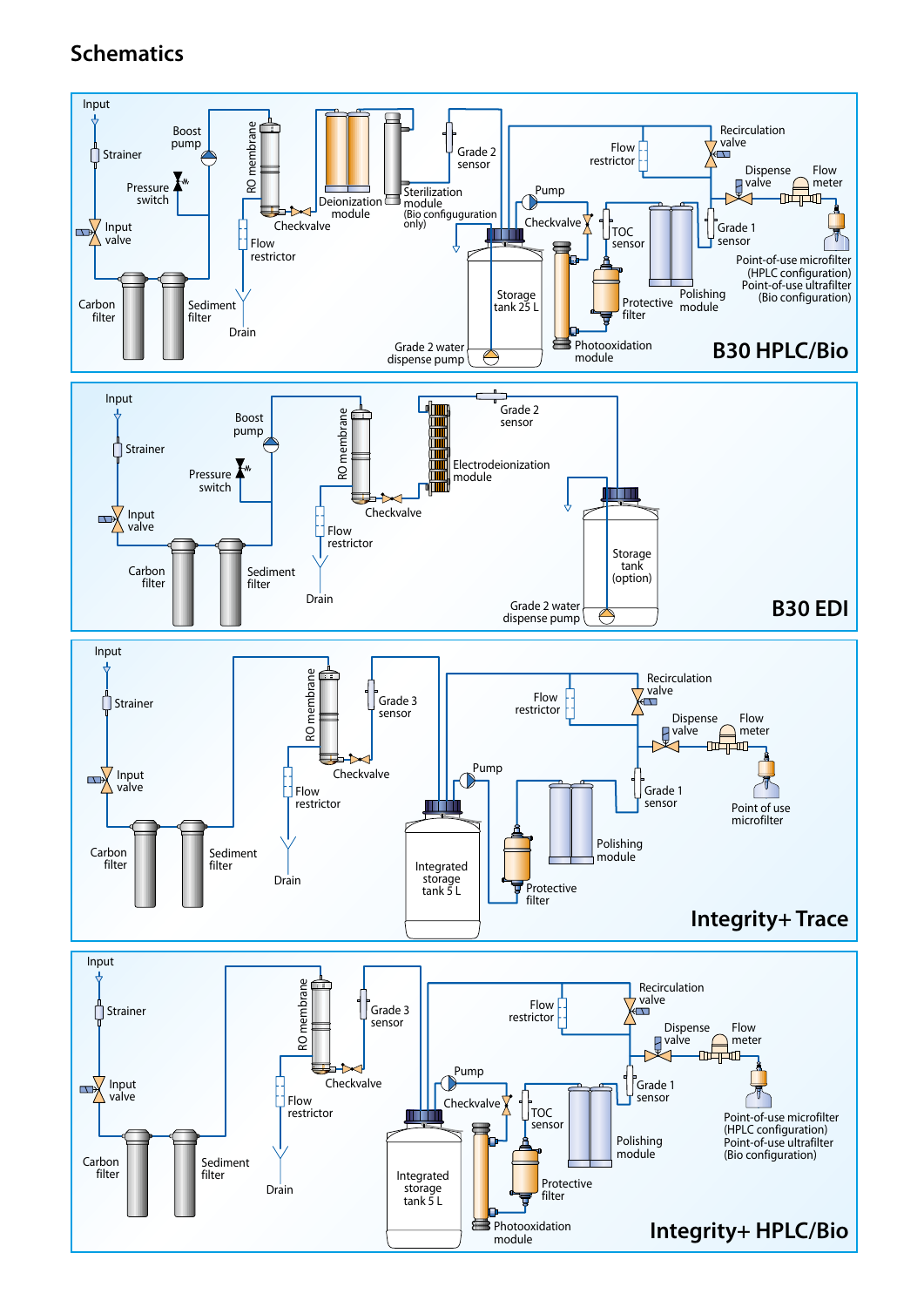# Schematics

Input
Strainer
Boost pump
Pressure switch
Input valve
Carbon filter
Sediment filter
RO membrane
Checkvalve
Flow restrictor
Drain
Deionization module
Sterilization module
(Bio configuguration only)
Grade 2 sensor
Storage tank 25 L
Grade 2 water dispense pump
Pump
Checkvalve
TOC sensor
Protective filter
Photooxidation module
Polishing module
Flow restrictor
Recirculation valve
Dispense valve
Flow meter
Grade 1 sensor
Point-of-use microfilter (HPLC configuration)
Point-of-use ultrafilter (Bio configuration)

**B30 HPLC/Bio**

Input
Strainer
Boost pump
Pressure switch
Input valve
Carbon filter
Sediment filter
RO membrane
Checkvalve
Flow restrictor
Drain
Electrodeionization module
Grade 2 sensor
Storage tank (option)
Grade 2 water dispense pump

**B30 EDI**

Input
Strainer
Input valve
Carbon filter
Sediment filter
RO membrane
Checkvalve
Flow restrictor
Drain
Grade 3 sensor
Integrated storage tank 5 L
Pump
Protective filter
Polishing module
Flow restrictor
Recirculation valve
Dispense valve
Flow meter
Grade 1 sensor
Point of use microfilter

**Integrity+ Trace**

Input
Strainer
Input valve
Carbon filter
Sediment filter
RO membrane
Checkvalve
Flow restrictor
Drain
Grade 3 sensor
Integrated storage tank 5 L
Pump
Checkvalve
TOC sensor
Protective filter
Photooxidation module
Polishing module
Flow restrictor
Recirculation valve
Dispense valve
Flow meter
Grade 1 sensor
Point-of-use microfilter (HPLC configuration)
Point-of-use ultrafilter (Bio configuration)

**Integrity+ HPLC/Bio**